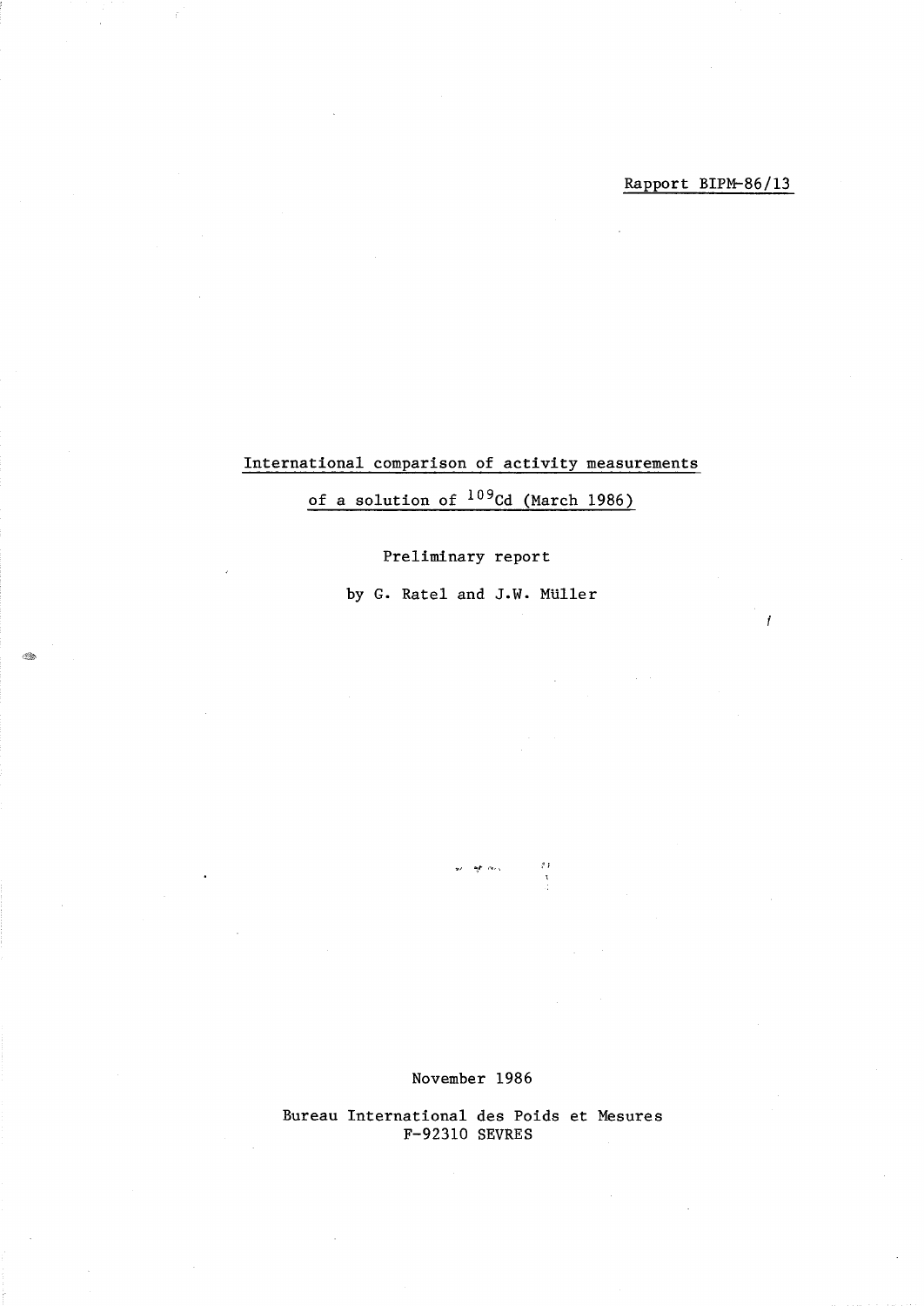Rapport BIPM-86/13

# International comparison of activity measurements of a solution of $^{109}$Cd (March 1986)

Preliminary report

by G. Ratel and J.W. Müller

November 1986

Bureau International des Poids et Mesures
F-92310 SEVRES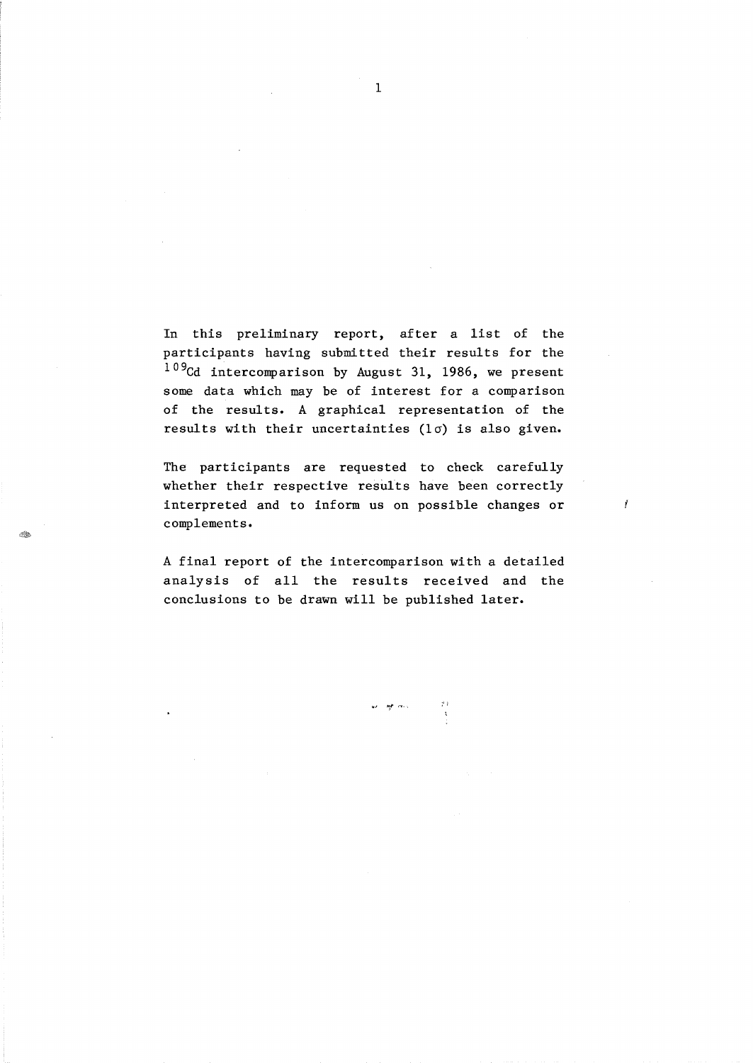In this preliminary report, after a list of the participants having submitted their results for the $^{109}$Cd intercomparison by August 31, 1986, we present some data which may be of interest for a comparison of the results. A graphical representation of the results with their uncertainties ($1\sigma$) is also given.

The participants are requested to check carefully whether their respective results have been correctly interpreted and to inform us on possible changes or complements.

A final report of the intercomparison with a detailed analysis of all the results received and the conclusions to be drawn will be published later.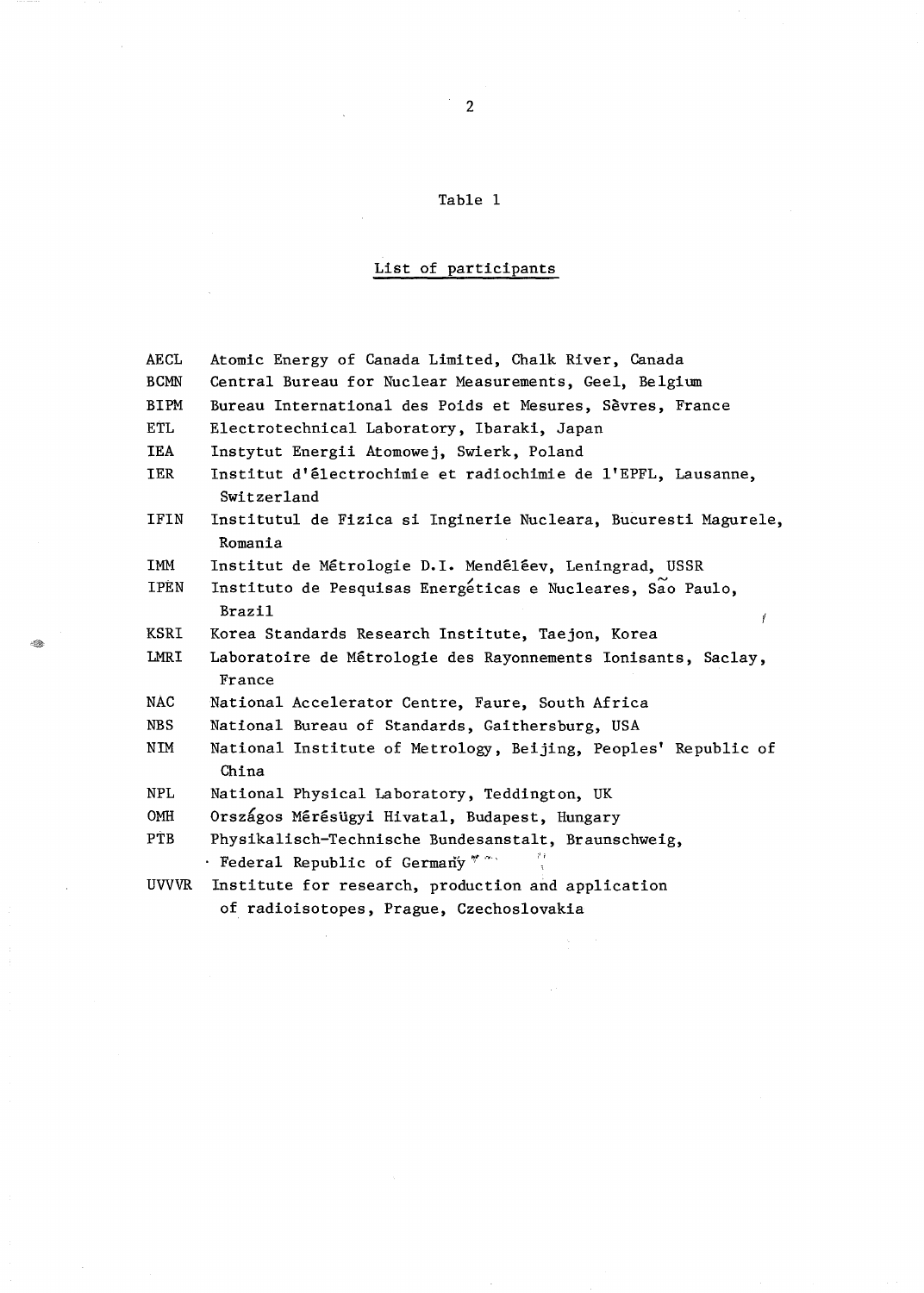Table 1

List of participants

| | |
|---|---|
| AECL | Atomic Energy of Canada Limited, Chalk River, Canada |
| BCMN | Central Bureau for Nuclear Measurements, Geel, Belgium |
| BIPM | Bureau International des Poids et Mesures, Sèvres, France |
| ETL | Electrotechnical Laboratory, Ibaraki, Japan |
| IEA | Instytut Energii Atomowej, Swierk, Poland |
| IER | Institut d'électrochimie et radiochimie de l'EPFL, Lausanne, Switzerland |
| IFIN | Institutul de Fizica si Inginerie Nucleara, Bucuresti Magurele, Romania |
| IMM | Institut de Métrologie D.I. Mendéléev, Leningrad, USSR |
| IPEN | Instituto de Pesquisas Energéticas e Nucleares, São Paulo, Brazil |
| KSRI | Korea Standards Research Institute, Taejon, Korea |
| LMRI | Laboratoire de Métrologie des Rayonnements Ionisants, Saclay, France |
| NAC | National Accelerator Centre, Faure, South Africa |
| NBS | National Bureau of Standards, Gaithersburg, USA |
| NIM | National Institute of Metrology, Beijing, Peoples' Republic of China |
| NPL | National Physical Laboratory, Teddington, UK |
| OMH | Országos Mérésügyi Hivatal, Budapest, Hungary |
| PTB | Physikalisch-Technische Bundesanstalt, Braunschweig, Federal Republic of Germany |
| UVVVR | Institute for research, production and application of radioisotopes, Prague, Czechoslovakia |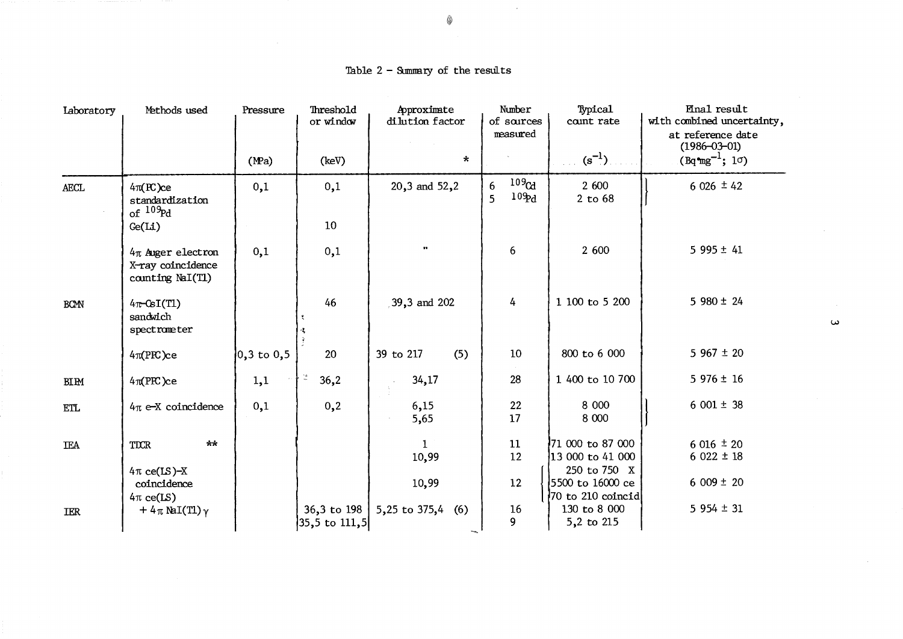Table 2 – Summary of the results

| Laboratory | Methods used | Pressure (MPa) | Threshold or window (keV) | Approximate dilution factor * | Number of sources measured | Typical count rate ($s^{-1}$) | Final result with combined uncertainty, at reference date (1986-03-01) ($Bq \cdot mg^{-1}$; 1σ) |
|---|---|---|---|---|---|---|---|
| AECL | $4\pi$(PC)ce standardization of $^{109}Pd$ | 0,1 | 0,1 | 20,3 and 52,2 | 6 $^{109}Cd$<br>5 $^{109}Pd$ | 2 600<br>2 to 68 | 6 026 ± 42 |
| | Ge(Li) | | 10 | | | | |
| | $4\pi$ Auger electron X-ray coincidence counting NaI(Tl) | 0,1 | 0,1 | " | 6 | 2 600 | 5 995 ± 41 |
| BCMN | $4\pi$-CsI(Tl) sandwich spectrometer | | 46 | 39,3 and 202 | 4 | 1 100 to 5 200 | 5 980 ± 24 |
| | $4\pi$(PPC)ce | 0,3 to 0,5 | 20 | 39 to 217 (5) | 10 | 800 to 6 000 | 5 967 ± 20 |
| BIPM | $4\pi$(PPC)ce | 1,1 | 36,2 | 34,17 | 28 | 1 400 to 10 700 | 5 976 ± 16 |
| ETL | $4\pi$ e-X coincidence | 0,1 | 0,2 | 6,15<br>5,65 | 22<br>17 | 8 000<br>8 000 | 6 001 ± 38 |
| IEA | TDCR ** | | | 1<br>10,99 | 11<br>12 | 71 000 to 87 000<br>13 000 to 41 000 | 6 016 ± 20<br>6 022 ± 18 |
| | $4\pi$ ce(LS)-X coincidence | | | 10,99 | 12 | 250 to 750 X<br>5500 to 16000 ce<br>70 to 210 coincid | 6 009 ± 20 |
| IER | $4\pi$ ce(LS) + $4\pi$ NaI(Tl)γ | | 36,3 to 198<br>35,5 to 111,5 | 5,25 to 375,4 (6) | 16<br>9 | 130 to 8 000<br>5,2 to 215 | 5 954 ± 31 |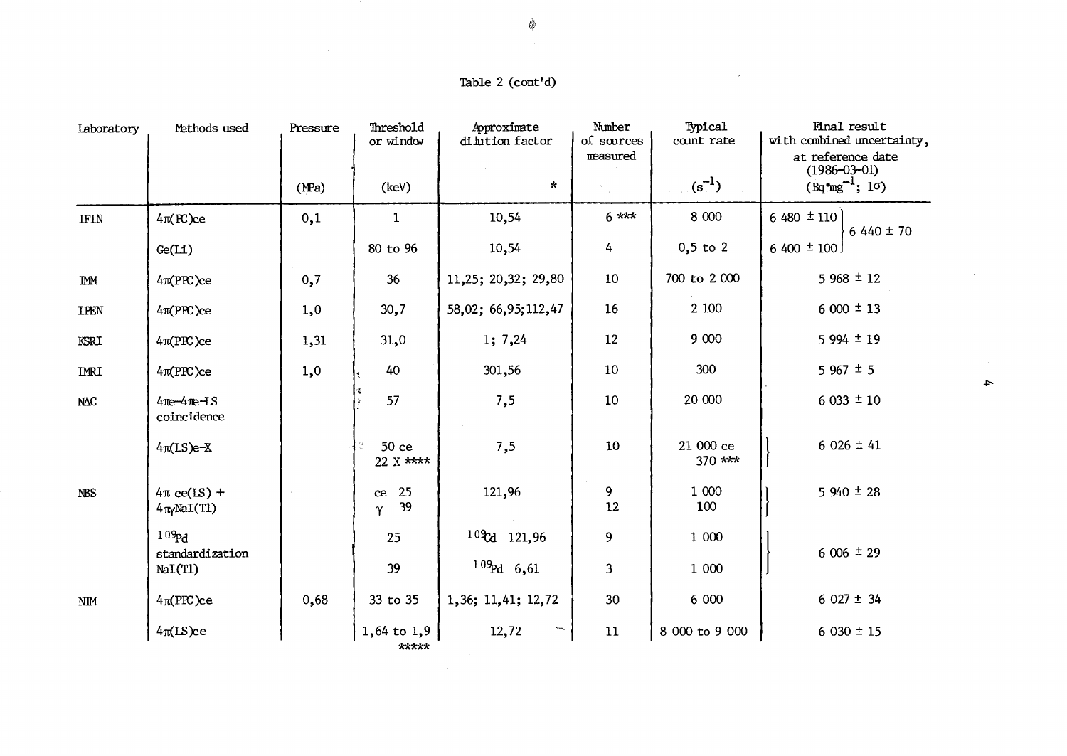Table 2 (cont'd)

| Laboratory | Methods used | Pressure (MPa) | Threshold or window (keV) | Approximate dilution factor * | Number of sources measured | Typical count rate ($s^{-1}$) | Final result with combined uncertainty, at reference date (1986-03-01) ($Bq \cdot mg^{-1}$; $1\sigma$) |
|---|---|---|---|---|---|---|---|
| IFIN | $4\pi$(PC)ce | 0,1 | 1 | 10,54 | 6 *** | 8 000 | 6 480 ± 110 } 6 440 ± 70 |
| | Ge(Li) | | 80 to 96 | 10,54 | 4 | 0,5 to 2 | 6 400 ± 100 |
| IMM | $4\pi$(PPC)ce | 0,7 | 36 | 11,25; 20,32; 29,80 | 10 | 700 to 2 000 | 5 968 ± 12 |
| IPEN | $4\pi$(PPC)ce | 1,0 | 30,7 | 58,02; 66,95;112,47 | 16 | 2 100 | 6 000 ± 13 |
| KSRI | $4\pi$(PPC)ce | 1,31 | 31,0 | 1; 7,24 | 12 | 9 000 | 5 994 ± 19 |
| IMRI | $4\pi$(PPC)ce | 1,0 | 40 | 301,56 | 10 | 300 | 5 967 ± 5 |
| NAC | $4\pi$e-$4\pi$e-LS coincidence | | 57 | 7,5 | 10 | 20 000 | 6 033 ± 10 |
| | $4\pi$(LS)e-X | | 50 ce<br>22 X **** | 7,5 | 10 | 21 000 ce<br>370 *** | 6 026 ± 41 |
| NBS | $4\pi$ ce(LS) + $4\pi\gamma$NaI(Tl) | | ce 25<br>$\gamma$ 39 | 121,96 | 9<br>12 | 1 000<br>100 | 5 940 ± 28 |
| | $^{109}$Pd standardization NaI(Tl) | | 25<br>39 | $^{109}$Cd 121,96<br>$^{109}$Pd 6,61 | 9<br>3 | 1 000<br>1 000 | 6 006 ± 29 |
| NIM | $4\pi$(PPC)ce | 0,68 | 33 to 35 | 1,36; 11,41; 12,72 | 30 | 6 000 | 6 027 ± 34 |
| | $4\pi$(LS)ce | | 1,64 to 1,9 ***** | 12,72 | 11 | 8 000 to 9 000 | 6 030 ± 15 |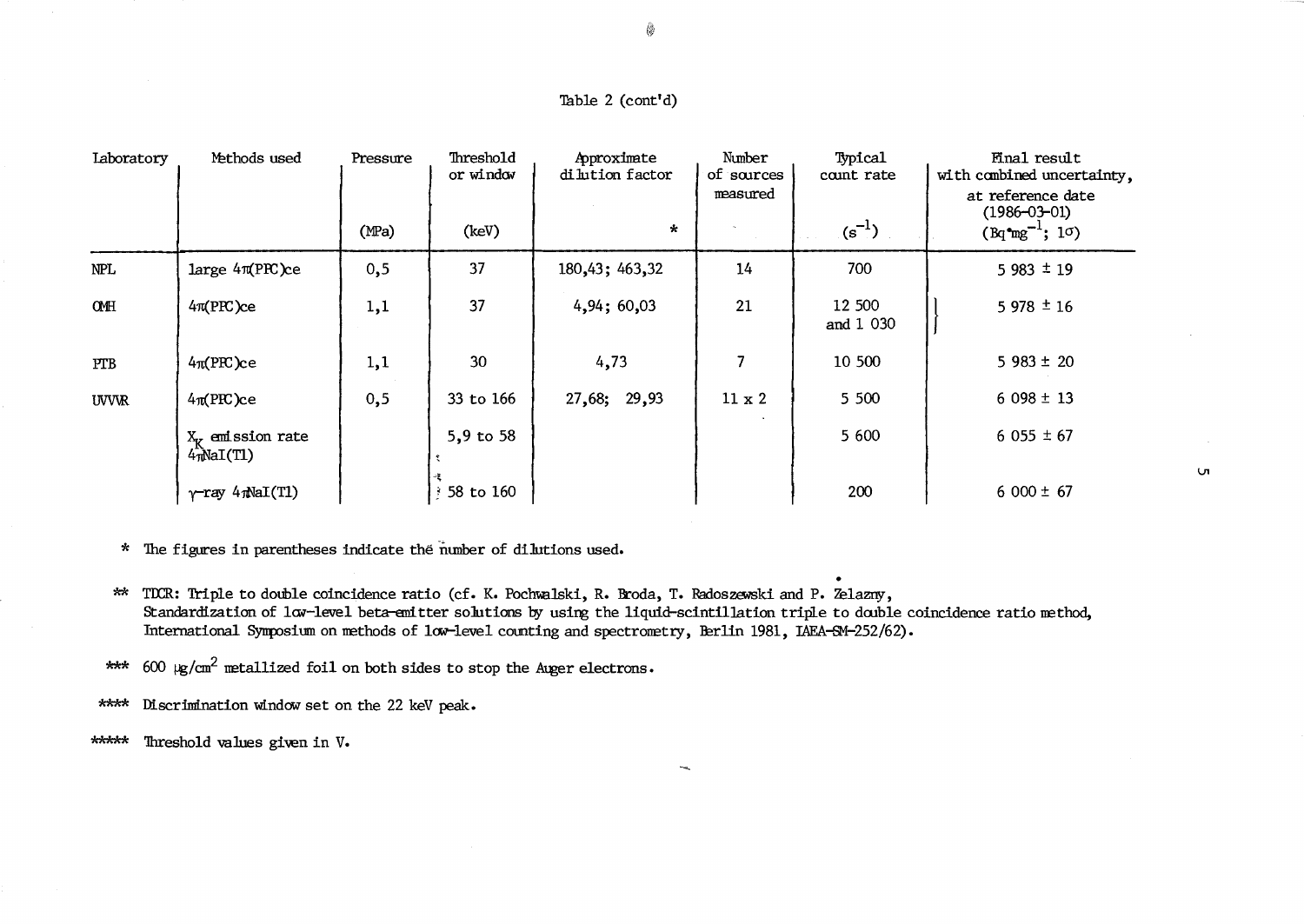Table 2 (cont'd)

| Laboratory | Methods used | Pressure (MPa) | Threshold or window (keV) | Approximate dilution factor * | Number of sources measured | Typical count rate ($s^{-1}$) | Final result with combined uncertainty, at reference date (1986-03-01) ($Bq \cdot mg^{-1}$; 1σ) |
|---|---|---|---|---|---|---|---|
| NPL | large 4π(PPC)ce | 0,5 | 37 | 180,43; 463,32 | 14 | 700 | 5 983 ± 19 |
| OMH | 4π(PPC)ce | 1,1 | 37 | 4,94; 60,03 | 21 | 12 500 and 1 030 | 5 978 ± 16 |
| PTB | 4π(PPC)ce | 1,1 | 30 | 4,73 | 7 | 10 500 | 5 983 ± 20 |
| UVVVR | 4π(PPC)ce | 0,5 | 33 to 166 | 27,68; 29,93 | 11 x 2 | 5 500 | 6 098 ± 13 |
| | $X_K$ emission rate 4πNaI(Tl) | | 5,9 to 58 | | | 5 600 | 6 055 ± 67 |
| | γ-ray 4πNaI(Tl) | | 58 to 160 | | | 200 | 6 000 ± 67 |

\* The figures in parentheses indicate the number of dilutions used.

** TDCR: Triple to double coincidence ratio (cf. K. Pochwalski, R. Broda, T. Radoszewski and P. Żelazny, Standardization of low-level beta-emitter solutions by using the liquid-scintillation triple to double coincidence ratio method, International Symposium on methods of low-level counting and spectrometry, Berlin 1981, IAEA-SM-252/62).

*** 600 μg/cm² metallized foil on both sides to stop the Auger electrons.

**** Discrimination window set on the 22 keV peak.

***** Threshold values given in V.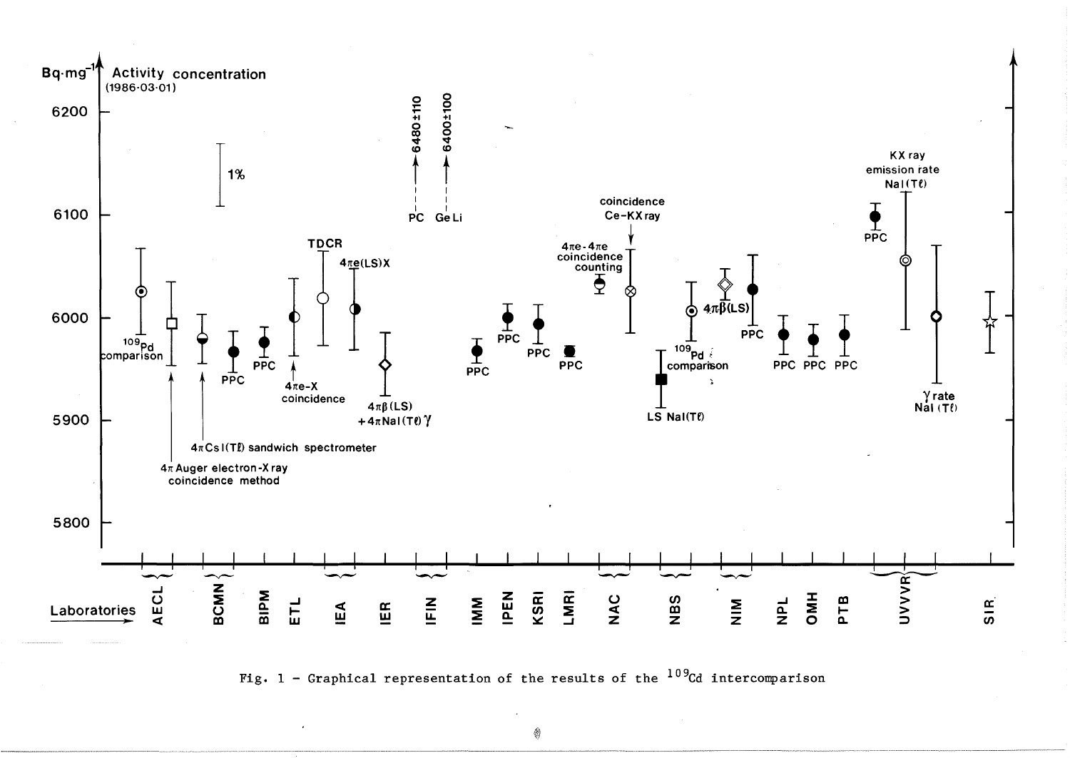Bq·mg⁻¹ Activity concentration
(1986-03-01)

6200
6100
6000
5900
5800

1%

6480±110
PC

6400±100
GeLi

KX ray
emission rate
NaI(Tℓ)

coincidence
Ce-KX ray

TDCR

$4\pi e(LS)X$

$4\pi e$-$4\pi e$
coincidence
counting

$^{109}$Pd
comparison

PPC

$4\pi e$-X
coincidence

$4\pi\beta(LS)$
$+4\pi$NaI(Tℓ)γ

$4\pi$CsI(Tℓ) sandwich spectrometer

$4\pi$ Auger electron-X ray
coincidence method

$^{109}$Pd
comparison

LS NaI(Tℓ)

$4\pi\beta(LS)$

γ rate
NaI (Tℓ)

Laboratories
AECL BCMN BIPM ETL IEA IER IFIN IMM IPEN KSRI LMRI NAC NBS NIM NPL OMH PTB UVVVR SIR

Fig. 1 - Graphical representation of the results of the $^{109}$Cd intercomparison